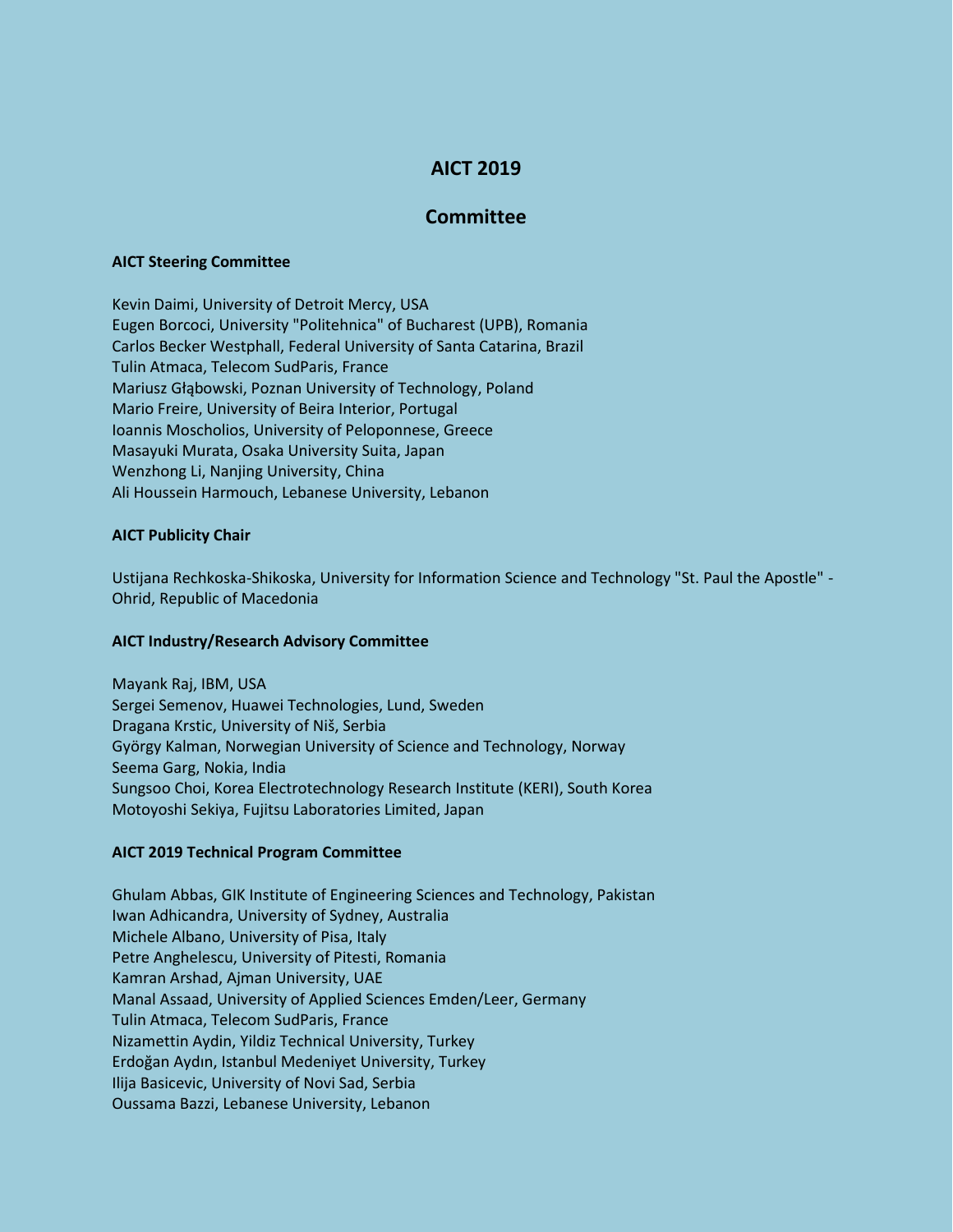# AICT 2019

## Committee

### AICT Steering Committee

Kevin Daimi, University of Detroit Mercy, USA
Eugen Borcoci, University "Politehnica" of Bucharest (UPB), Romania
Carlos Becker Westphall, Federal University of Santa Catarina, Brazil
Tulin Atmaca, Telecom SudParis, France
Mariusz Głąbowski, Poznan University of Technology, Poland
Mario Freire, University of Beira Interior, Portugal
Ioannis Moscholios, University of Peloponnese, Greece
Masayuki Murata, Osaka University Suita, Japan
Wenzhong Li, Nanjing University, China
Ali Houssein Harmouch, Lebanese University, Lebanon

### AICT Publicity Chair

Ustijana Rechkoska-Shikoska, University for Information Science and Technology "St. Paul the Apostle" - Ohrid, Republic of Macedonia

### AICT Industry/Research Advisory Committee

Mayank Raj, IBM, USA
Sergei Semenov, Huawei Technologies, Lund, Sweden
Dragana Krstic, University of Niš, Serbia
György Kalman, Norwegian University of Science and Technology, Norway
Seema Garg, Nokia, India
Sungsoo Choi, Korea Electrotechnology Research Institute (KERI), South Korea
Motoyoshi Sekiya, Fujitsu Laboratories Limited, Japan

### AICT 2019 Technical Program Committee

Ghulam Abbas, GIK Institute of Engineering Sciences and Technology, Pakistan
Iwan Adhicandra, University of Sydney, Australia
Michele Albano, University of Pisa, Italy
Petre Anghelescu, University of Pitesti, Romania
Kamran Arshad, Ajman University, UAE
Manal Assaad, University of Applied Sciences Emden/Leer, Germany
Tulin Atmaca, Telecom SudParis, France
Nizamettin Aydin, Yildiz Technical University, Turkey
Erdoğan Aydın, Istanbul Medeniyet University, Turkey
Ilija Basicevic, University of Novi Sad, Serbia
Oussama Bazzi, Lebanese University, Lebanon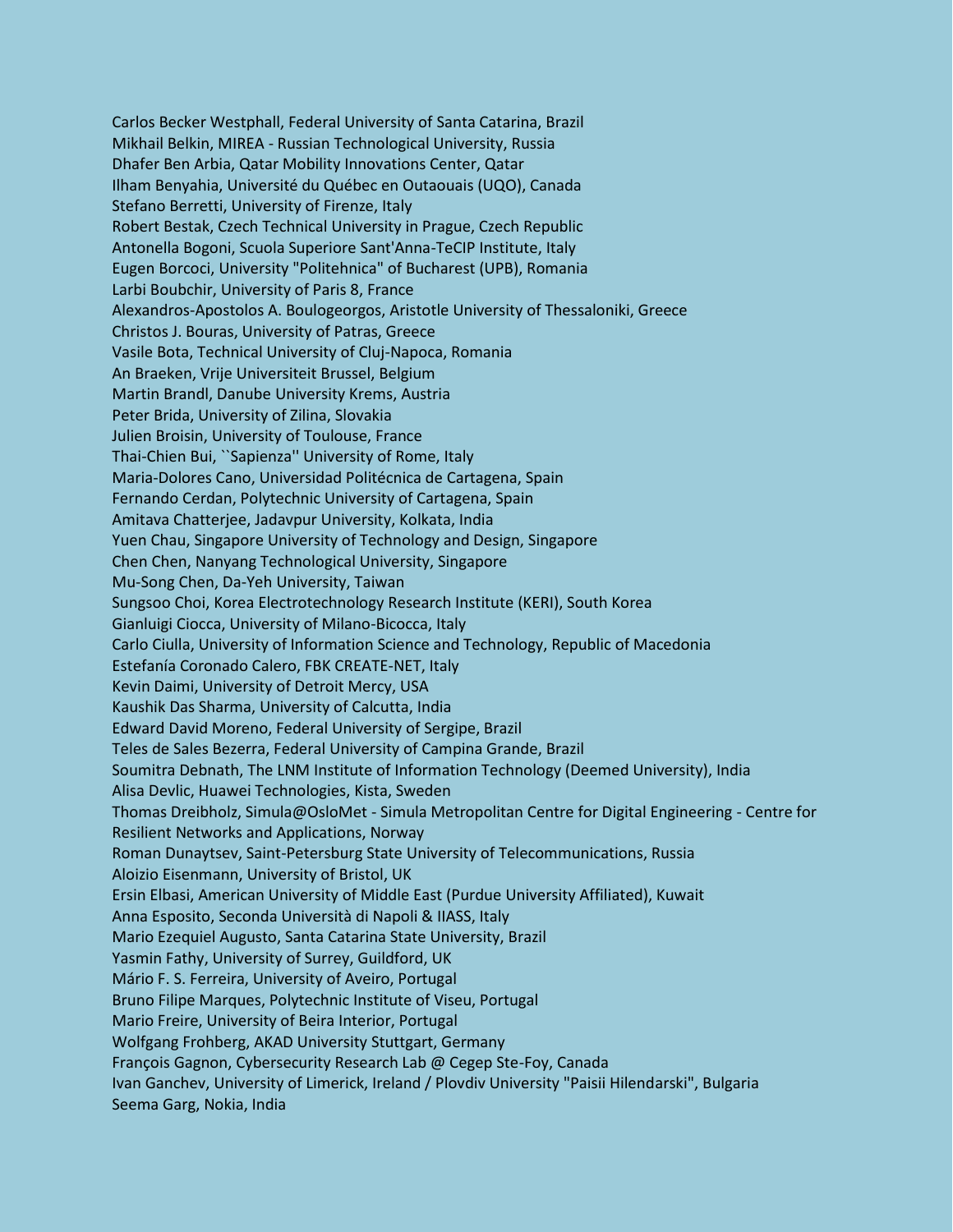Carlos Becker Westphall, Federal University of Santa Catarina, Brazil
Mikhail Belkin, MIREA - Russian Technological University, Russia
Dhafer Ben Arbia, Qatar Mobility Innovations Center, Qatar
Ilham Benyahia, Université du Québec en Outaouais (UQO), Canada
Stefano Berretti, University of Firenze, Italy
Robert Bestak, Czech Technical University in Prague, Czech Republic
Antonella Bogoni, Scuola Superiore Sant'Anna-TeCIP Institute, Italy
Eugen Borcoci, University "Politehnica" of Bucharest (UPB), Romania
Larbi Boubchir, University of Paris 8, France
Alexandros-Apostolos A. Boulogeorgos, Aristotle University of Thessaloniki, Greece
Christos J. Bouras, University of Patras, Greece
Vasile Bota, Technical University of Cluj-Napoca, Romania
An Braeken, Vrije Universiteit Brussel, Belgium
Martin Brandl, Danube University Krems, Austria
Peter Brida, University of Zilina, Slovakia
Julien Broisin, University of Toulouse, France
Thai-Chien Bui, ``Sapienza'' University of Rome, Italy
Maria-Dolores Cano, Universidad Politécnica de Cartagena, Spain
Fernando Cerdan, Polytechnic University of Cartagena, Spain
Amitava Chatterjee, Jadavpur University, Kolkata, India
Yuen Chau, Singapore University of Technology and Design, Singapore
Chen Chen, Nanyang Technological University, Singapore
Mu-Song Chen, Da-Yeh University, Taiwan
Sungsoo Choi, Korea Electrotechnology Research Institute (KERI), South Korea
Gianluigi Ciocca, University of Milano-Bicocca, Italy
Carlo Ciulla, University of Information Science and Technology, Republic of Macedonia
Estefanía Coronado Calero, FBK CREATE-NET, Italy
Kevin Daimi, University of Detroit Mercy, USA
Kaushik Das Sharma, University of Calcutta, India
Edward David Moreno, Federal University of Sergipe, Brazil
Teles de Sales Bezerra, Federal University of Campina Grande, Brazil
Soumitra Debnath, The LNM Institute of Information Technology (Deemed University), India
Alisa Devlic, Huawei Technologies, Kista, Sweden
Thomas Dreibholz, Simula@OsloMet - Simula Metropolitan Centre for Digital Engineering - Centre for Resilient Networks and Applications, Norway
Roman Dunaytsev, Saint-Petersburg State University of Telecommunications, Russia
Aloizio Eisenmann, University of Bristol, UK
Ersin Elbasi, American University of Middle East (Purdue University Affiliated), Kuwait
Anna Esposito, Seconda Università di Napoli & IIASS, Italy
Mario Ezequiel Augusto, Santa Catarina State University, Brazil
Yasmin Fathy, University of Surrey, Guildford, UK
Mário F. S. Ferreira, University of Aveiro, Portugal
Bruno Filipe Marques, Polytechnic Institute of Viseu, Portugal
Mario Freire, University of Beira Interior, Portugal
Wolfgang Frohberg, AKAD University Stuttgart, Germany
François Gagnon, Cybersecurity Research Lab @ Cegep Ste-Foy, Canada
Ivan Ganchev, University of Limerick, Ireland / Plovdiv University "Paisii Hilendarski", Bulgaria
Seema Garg, Nokia, India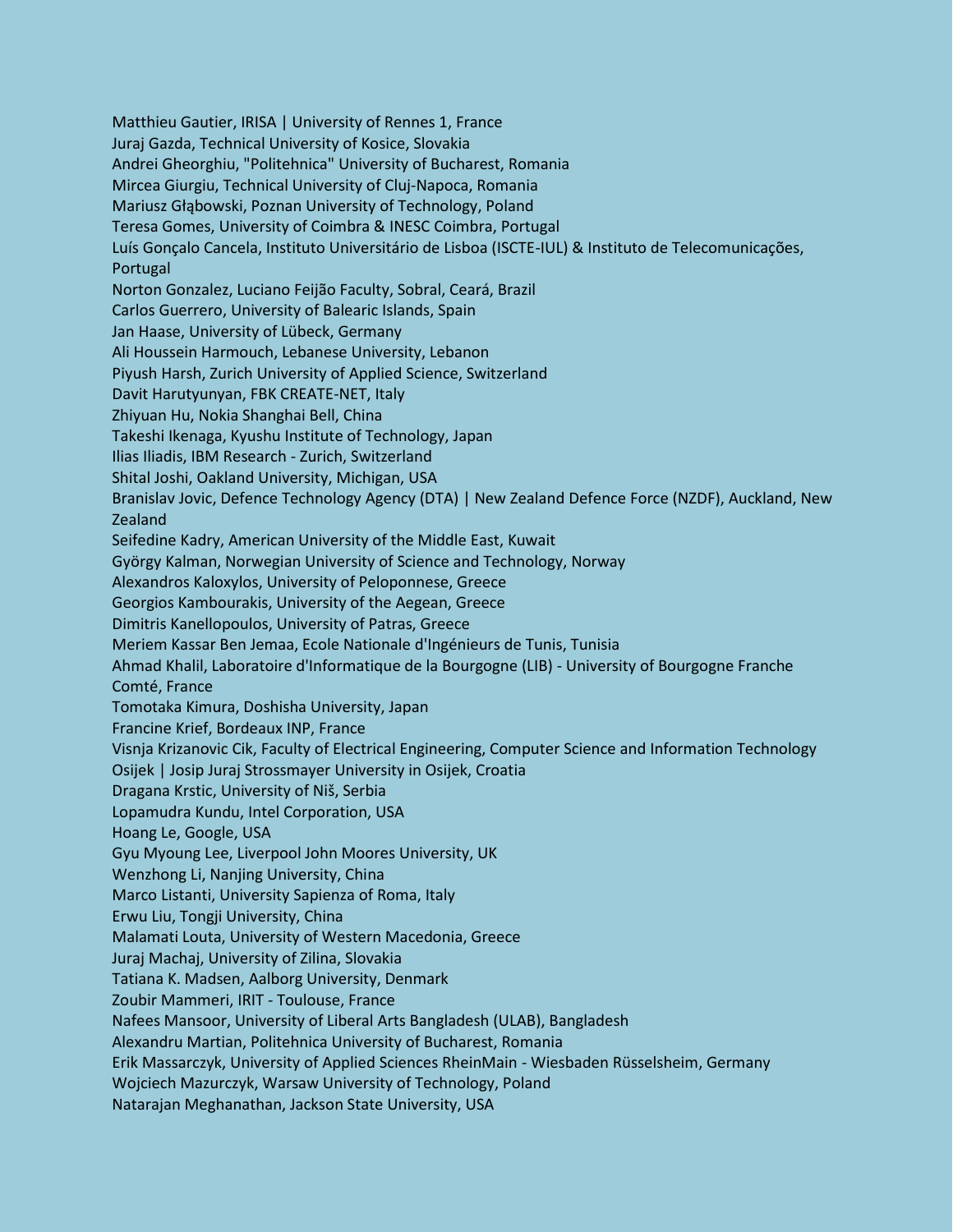Matthieu Gautier, IRISA | University of Rennes 1, France
Juraj Gazda, Technical University of Kosice, Slovakia
Andrei Gheorghiu, "Politehnica" University of Bucharest, Romania
Mircea Giurgiu, Technical University of Cluj-Napoca, Romania
Mariusz Głąbowski, Poznan University of Technology, Poland
Teresa Gomes, University of Coimbra & INESC Coimbra, Portugal
Luís Gonçalo Cancela, Instituto Universitário de Lisboa (ISCTE-IUL) & Instituto de Telecomunicações, Portugal
Norton Gonzalez, Luciano Feijão Faculty, Sobral, Ceará, Brazil
Carlos Guerrero, University of Balearic Islands, Spain
Jan Haase, University of Lübeck, Germany
Ali Houssein Harmouch, Lebanese University, Lebanon
Piyush Harsh, Zurich University of Applied Science, Switzerland
Davit Harutyunyan, FBK CREATE-NET, Italy
Zhiyuan Hu, Nokia Shanghai Bell, China
Takeshi Ikenaga, Kyushu Institute of Technology, Japan
Ilias Iliadis, IBM Research - Zurich, Switzerland
Shital Joshi, Oakland University, Michigan, USA
Branislav Jovic, Defence Technology Agency (DTA) | New Zealand Defence Force (NZDF), Auckland, New Zealand
Seifedine Kadry, American University of the Middle East, Kuwait
György Kalman, Norwegian University of Science and Technology, Norway
Alexandros Kaloxylos, University of Peloponnese, Greece
Georgios Kambourakis, University of the Aegean, Greece
Dimitris Kanellopoulos, University of Patras, Greece
Meriem Kassar Ben Jemaa, Ecole Nationale d'Ingénieurs de Tunis, Tunisia
Ahmad Khalil, Laboratoire d'Informatique de la Bourgogne (LIB) - University of Bourgogne Franche Comté, France
Tomotaka Kimura, Doshisha University, Japan
Francine Krief, Bordeaux INP, France
Visnja Krizanovic Cik, Faculty of Electrical Engineering, Computer Science and Information Technology Osijek | Josip Juraj Strossmayer University in Osijek, Croatia
Dragana Krstic, University of Niš, Serbia
Lopamudra Kundu, Intel Corporation, USA
Hoang Le, Google, USA
Gyu Myoung Lee, Liverpool John Moores University, UK
Wenzhong Li, Nanjing University, China
Marco Listanti, University Sapienza of Roma, Italy
Erwu Liu, Tongji University, China
Malamati Louta, University of Western Macedonia, Greece
Juraj Machaj, University of Zilina, Slovakia
Tatiana K. Madsen, Aalborg University, Denmark
Zoubir Mammeri, IRIT - Toulouse, France
Nafees Mansoor, University of Liberal Arts Bangladesh (ULAB), Bangladesh
Alexandru Martian, Politehnica University of Bucharest, Romania
Erik Massarczyk, University of Applied Sciences RheinMain - Wiesbaden Rüsselsheim, Germany
Wojciech Mazurczyk, Warsaw University of Technology, Poland
Natarajan Meghanathan, Jackson State University, USA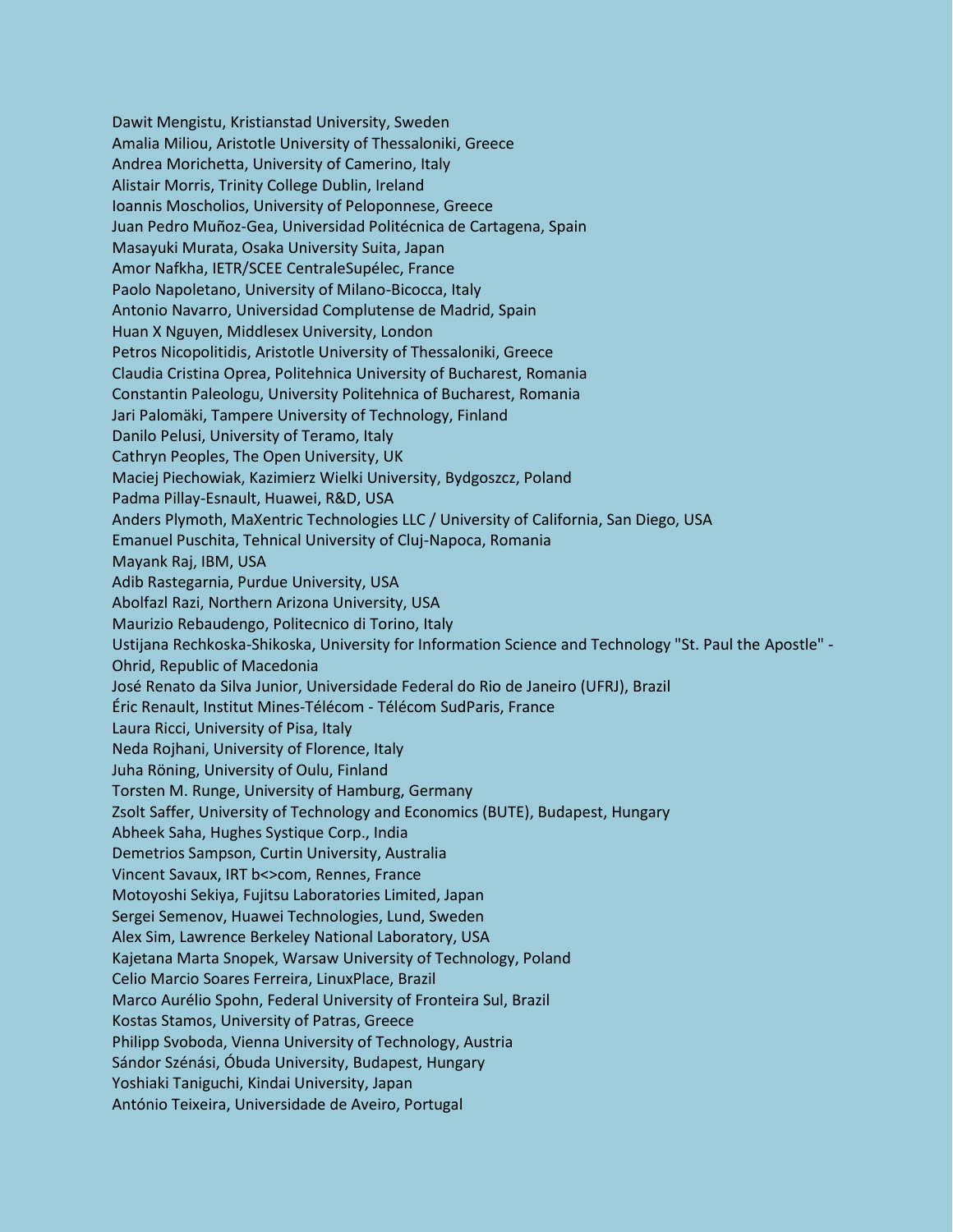Dawit Mengistu, Kristianstad University, Sweden
Amalia Miliou, Aristotle University of Thessaloniki, Greece
Andrea Morichetta, University of Camerino, Italy
Alistair Morris, Trinity College Dublin, Ireland
Ioannis Moscholios, University of Peloponnese, Greece
Juan Pedro Muñoz-Gea, Universidad Politécnica de Cartagena, Spain
Masayuki Murata, Osaka University Suita, Japan
Amor Nafkha, IETR/SCEE CentraleSupélec, France
Paolo Napoletano, University of Milano-Bicocca, Italy
Antonio Navarro, Universidad Complutense de Madrid, Spain
Huan X Nguyen, Middlesex University, London
Petros Nicopolitidis, Aristotle University of Thessaloniki, Greece
Claudia Cristina Oprea, Politehnica University of Bucharest, Romania
Constantin Paleologu, University Politehnica of Bucharest, Romania
Jari Palomäki, Tampere University of Technology, Finland
Danilo Pelusi, University of Teramo, Italy
Cathryn Peoples, The Open University, UK
Maciej Piechowiak, Kazimierz Wielki University, Bydgoszcz, Poland
Padma Pillay-Esnault, Huawei, R&D, USA
Anders Plymoth, MaXentric Technologies LLC / University of California, San Diego, USA
Emanuel Puschita, Tehnical University of Cluj-Napoca, Romania
Mayank Raj, IBM, USA
Adib Rastegarnia, Purdue University, USA
Abolfazl Razi, Northern Arizona University, USA
Maurizio Rebaudengo, Politecnico di Torino, Italy
Ustijana Rechkoska-Shikoska, University for Information Science and Technology "St. Paul the Apostle" - Ohrid, Republic of Macedonia
José Renato da Silva Junior, Universidade Federal do Rio de Janeiro (UFRJ), Brazil
Éric Renault, Institut Mines-Télécom - Télécom SudParis, France
Laura Ricci, University of Pisa, Italy
Neda Rojhani, University of Florence, Italy
Juha Röning, University of Oulu, Finland
Torsten M. Runge, University of Hamburg, Germany
Zsolt Saffer, University of Technology and Economics (BUTE), Budapest, Hungary
Abheek Saha, Hughes Systique Corp., India
Demetrios Sampson, Curtin University, Australia
Vincent Savaux, IRT b<>com, Rennes, France
Motoyoshi Sekiya, Fujitsu Laboratories Limited, Japan
Sergei Semenov, Huawei Technologies, Lund, Sweden
Alex Sim, Lawrence Berkeley National Laboratory, USA
Kajetana Marta Snopek, Warsaw University of Technology, Poland
Celio Marcio Soares Ferreira, LinuxPlace, Brazil
Marco Aurélio Spohn, Federal University of Fronteira Sul, Brazil
Kostas Stamos, University of Patras, Greece
Philipp Svoboda, Vienna University of Technology, Austria
Sándor Szénási, Óbuda University, Budapest, Hungary
Yoshiaki Taniguchi, Kindai University, Japan
António Teixeira, Universidade de Aveiro, Portugal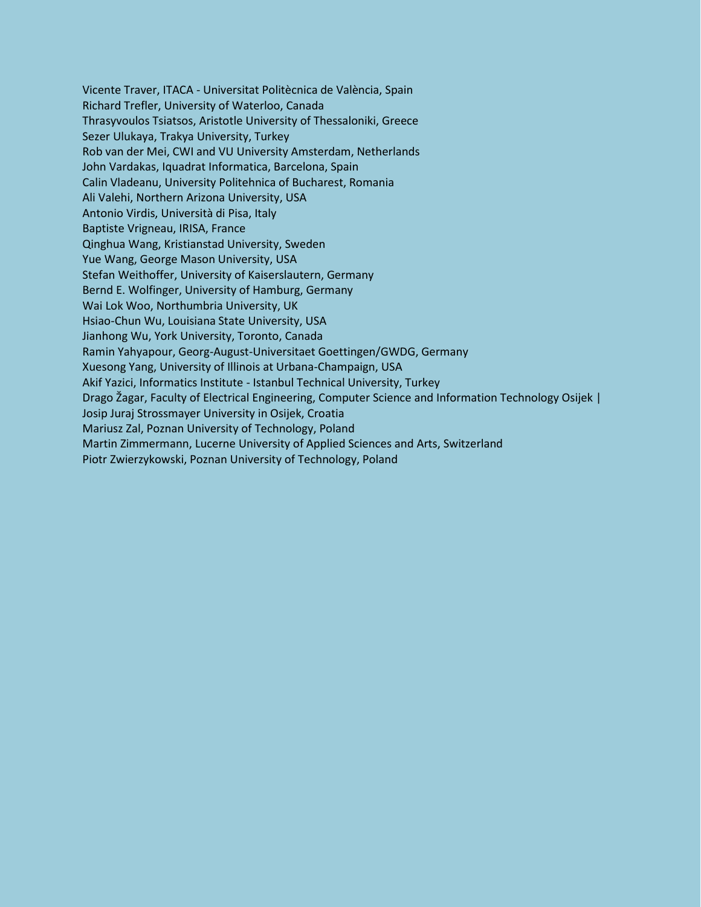Vicente Traver, ITACA - Universitat Politècnica de València, Spain
Richard Trefler, University of Waterloo, Canada
Thrasyvoulos Tsiatsos, Aristotle University of Thessaloniki, Greece
Sezer Ulukaya, Trakya University, Turkey
Rob van der Mei, CWI and VU University Amsterdam, Netherlands
John Vardakas, Iquadrat Informatica, Barcelona, Spain
Calin Vladeanu, University Politehnica of Bucharest, Romania
Ali Valehi, Northern Arizona University, USA
Antonio Virdis, Università di Pisa, Italy
Baptiste Vrigneau, IRISA, France
Qinghua Wang, Kristianstad University, Sweden
Yue Wang, George Mason University, USA
Stefan Weithoffer, University of Kaiserslautern, Germany
Bernd E. Wolfinger, University of Hamburg, Germany
Wai Lok Woo, Northumbria University, UK
Hsiao-Chun Wu, Louisiana State University, USA
Jianhong Wu, York University, Toronto, Canada
Ramin Yahyapour, Georg-August-Universitaet Goettingen/GWDG, Germany
Xuesong Yang, University of Illinois at Urbana-Champaign, USA
Akif Yazici, Informatics Institute - Istanbul Technical University, Turkey
Drago Žagar, Faculty of Electrical Engineering, Computer Science and Information Technology Osijek | Josip Juraj Strossmayer University in Osijek, Croatia
Mariusz Zal, Poznan University of Technology, Poland
Martin Zimmermann, Lucerne University of Applied Sciences and Arts, Switzerland
Piotr Zwierzykowski, Poznan University of Technology, Poland